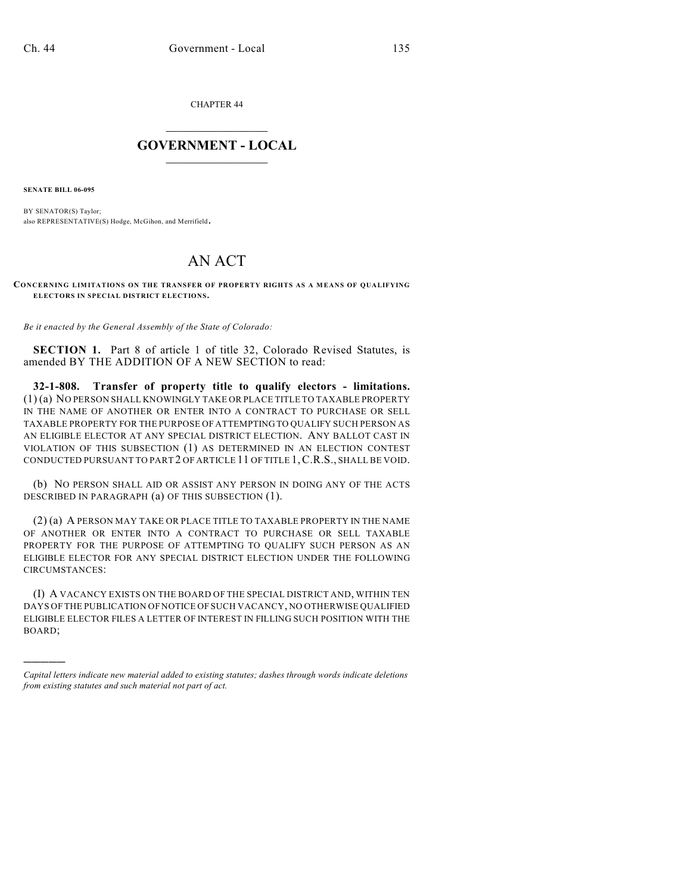CHAPTER 44

# GOVERNMENT - LOCAL

**SENATE BILL 06-095**

BY SENATOR(S) Taylor;
also REPRESENTATIVE(S) Hodge, McGihon, and Merrifield.

# AN ACT

**CONCERNING LIMITATIONS ON THE TRANSFER OF PROPERTY RIGHTS AS A MEANS OF QUALIFYING ELECTORS IN SPECIAL DISTRICT ELECTIONS.**

*Be it enacted by the General Assembly of the State of Colorado:*

**SECTION 1.** Part 8 of article 1 of title 32, Colorado Revised Statutes, is amended BY THE ADDITION OF A NEW SECTION to read:

**32-1-808. Transfer of property title to qualify electors - limitations.** (1) (a) NO PERSON SHALL KNOWINGLY TAKE OR PLACE TITLE TO TAXABLE PROPERTY IN THE NAME OF ANOTHER OR ENTER INTO A CONTRACT TO PURCHASE OR SELL TAXABLE PROPERTY FOR THE PURPOSE OF ATTEMPTING TO QUALIFY SUCH PERSON AS AN ELIGIBLE ELECTOR AT ANY SPECIAL DISTRICT ELECTION. ANY BALLOT CAST IN VIOLATION OF THIS SUBSECTION (1) AS DETERMINED IN AN ELECTION CONTEST CONDUCTED PURSUANT TO PART 2 OF ARTICLE 11 OF TITLE 1, C.R.S., SHALL BE VOID.

(b) NO PERSON SHALL AID OR ASSIST ANY PERSON IN DOING ANY OF THE ACTS DESCRIBED IN PARAGRAPH (a) OF THIS SUBSECTION (1).

(2) (a) A PERSON MAY TAKE OR PLACE TITLE TO TAXABLE PROPERTY IN THE NAME OF ANOTHER OR ENTER INTO A CONTRACT TO PURCHASE OR SELL TAXABLE PROPERTY FOR THE PURPOSE OF ATTEMPTING TO QUALIFY SUCH PERSON AS AN ELIGIBLE ELECTOR FOR ANY SPECIAL DISTRICT ELECTION UNDER THE FOLLOWING CIRCUMSTANCES:

(I) A VACANCY EXISTS ON THE BOARD OF THE SPECIAL DISTRICT AND, WITHIN TEN DAYS OF THE PUBLICATION OF NOTICE OF SUCH VACANCY, NO OTHERWISE QUALIFIED ELIGIBLE ELECTOR FILES A LETTER OF INTEREST IN FILLING SUCH POSITION WITH THE BOARD;

---

*Capital letters indicate new material added to existing statutes; dashes through words indicate deletions from existing statutes and such material not part of act.*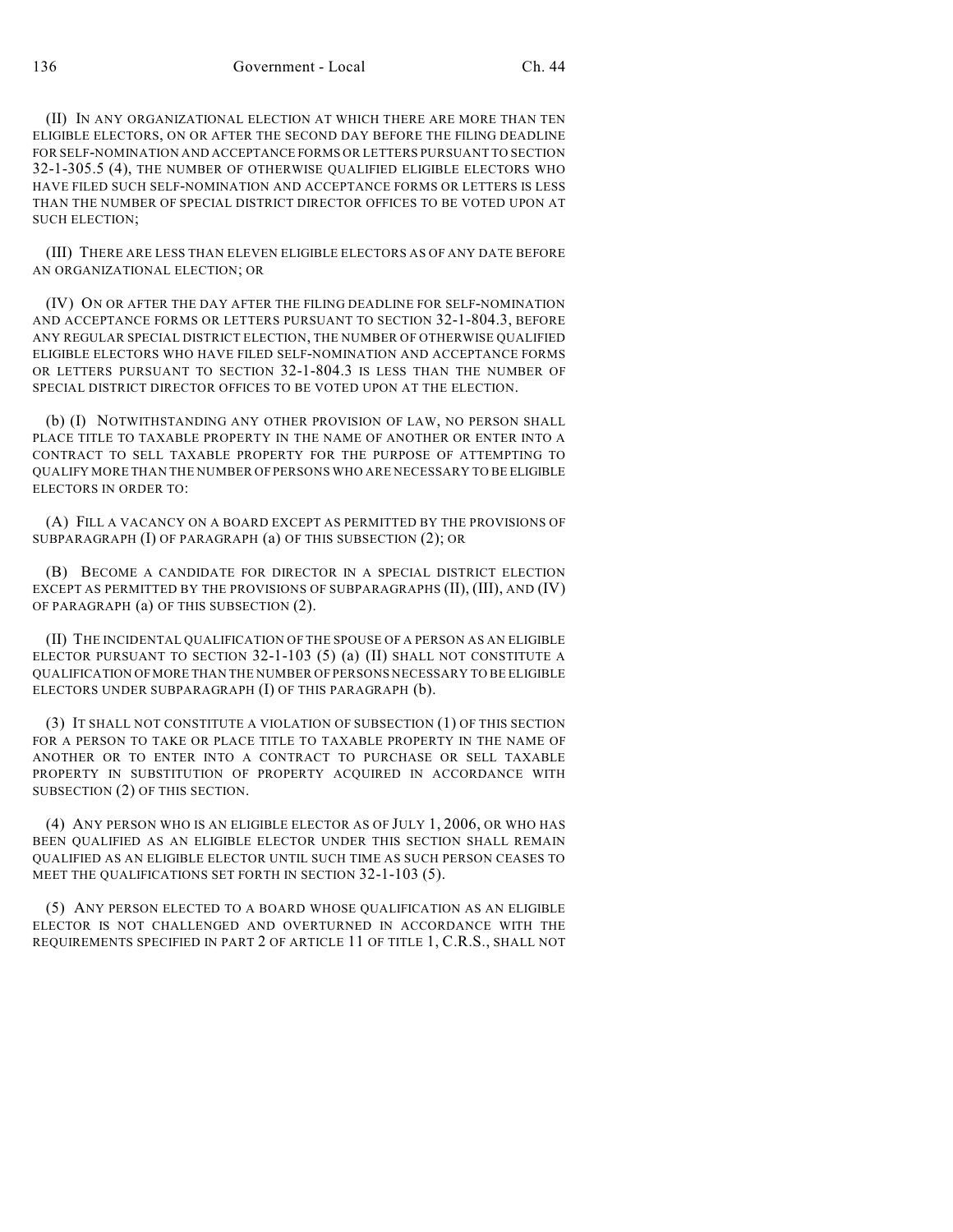(II) IN ANY ORGANIZATIONAL ELECTION AT WHICH THERE ARE MORE THAN TEN ELIGIBLE ELECTORS, ON OR AFTER THE SECOND DAY BEFORE THE FILING DEADLINE FOR SELF-NOMINATION AND ACCEPTANCE FORMS OR LETTERS PURSUANT TO SECTION 32-1-305.5 (4), THE NUMBER OF OTHERWISE QUALIFIED ELIGIBLE ELECTORS WHO HAVE FILED SUCH SELF-NOMINATION AND ACCEPTANCE FORMS OR LETTERS IS LESS THAN THE NUMBER OF SPECIAL DISTRICT DIRECTOR OFFICES TO BE VOTED UPON AT SUCH ELECTION;

(III) THERE ARE LESS THAN ELEVEN ELIGIBLE ELECTORS AS OF ANY DATE BEFORE AN ORGANIZATIONAL ELECTION; OR

(IV) ON OR AFTER THE DAY AFTER THE FILING DEADLINE FOR SELF-NOMINATION AND ACCEPTANCE FORMS OR LETTERS PURSUANT TO SECTION 32-1-804.3, BEFORE ANY REGULAR SPECIAL DISTRICT ELECTION, THE NUMBER OF OTHERWISE QUALIFIED ELIGIBLE ELECTORS WHO HAVE FILED SELF-NOMINATION AND ACCEPTANCE FORMS OR LETTERS PURSUANT TO SECTION 32-1-804.3 IS LESS THAN THE NUMBER OF SPECIAL DISTRICT DIRECTOR OFFICES TO BE VOTED UPON AT THE ELECTION.

(b) (I) NOTWITHSTANDING ANY OTHER PROVISION OF LAW, NO PERSON SHALL PLACE TITLE TO TAXABLE PROPERTY IN THE NAME OF ANOTHER OR ENTER INTO A CONTRACT TO SELL TAXABLE PROPERTY FOR THE PURPOSE OF ATTEMPTING TO QUALIFY MORE THAN THE NUMBER OF PERSONS WHO ARE NECESSARY TO BE ELIGIBLE ELECTORS IN ORDER TO:

(A) FILL A VACANCY ON A BOARD EXCEPT AS PERMITTED BY THE PROVISIONS OF SUBPARAGRAPH (I) OF PARAGRAPH (a) OF THIS SUBSECTION (2); OR

(B) BECOME A CANDIDATE FOR DIRECTOR IN A SPECIAL DISTRICT ELECTION EXCEPT AS PERMITTED BY THE PROVISIONS OF SUBPARAGRAPHS (II), (III), AND (IV) OF PARAGRAPH (a) OF THIS SUBSECTION (2).

(II) THE INCIDENTAL QUALIFICATION OF THE SPOUSE OF A PERSON AS AN ELIGIBLE ELECTOR PURSUANT TO SECTION 32-1-103 (5) (a) (II) SHALL NOT CONSTITUTE A QUALIFICATION OF MORE THAN THE NUMBER OF PERSONS NECESSARY TO BE ELIGIBLE ELECTORS UNDER SUBPARAGRAPH (I) OF THIS PARAGRAPH (b).

(3) IT SHALL NOT CONSTITUTE A VIOLATION OF SUBSECTION (1) OF THIS SECTION FOR A PERSON TO TAKE OR PLACE TITLE TO TAXABLE PROPERTY IN THE NAME OF ANOTHER OR TO ENTER INTO A CONTRACT TO PURCHASE OR SELL TAXABLE PROPERTY IN SUBSTITUTION OF PROPERTY ACQUIRED IN ACCORDANCE WITH SUBSECTION (2) OF THIS SECTION.

(4) ANY PERSON WHO IS AN ELIGIBLE ELECTOR AS OF JULY 1, 2006, OR WHO HAS BEEN QUALIFIED AS AN ELIGIBLE ELECTOR UNDER THIS SECTION SHALL REMAIN QUALIFIED AS AN ELIGIBLE ELECTOR UNTIL SUCH TIME AS SUCH PERSON CEASES TO MEET THE QUALIFICATIONS SET FORTH IN SECTION 32-1-103 (5).

(5) ANY PERSON ELECTED TO A BOARD WHOSE QUALIFICATION AS AN ELIGIBLE ELECTOR IS NOT CHALLENGED AND OVERTURNED IN ACCORDANCE WITH THE REQUIREMENTS SPECIFIED IN PART 2 OF ARTICLE 11 OF TITLE 1, C.R.S., SHALL NOT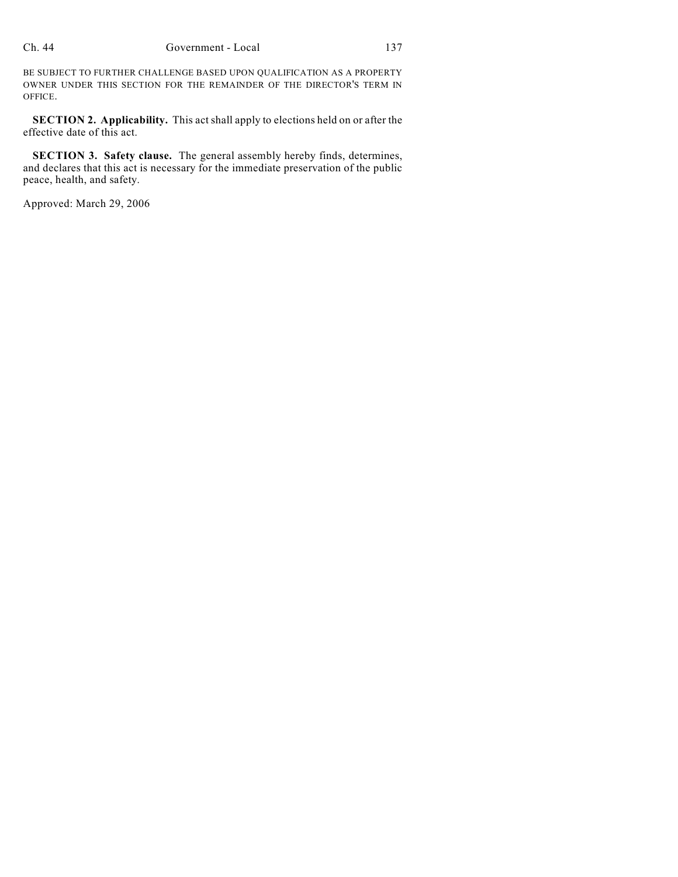BE SUBJECT TO FURTHER CHALLENGE BASED UPON QUALIFICATION AS A PROPERTY OWNER UNDER THIS SECTION FOR THE REMAINDER OF THE DIRECTOR'S TERM IN OFFICE.

**SECTION 2. Applicability.** This act shall apply to elections held on or after the effective date of this act.

**SECTION 3. Safety clause.** The general assembly hereby finds, determines, and declares that this act is necessary for the immediate preservation of the public peace, health, and safety.

Approved: March 29, 2006